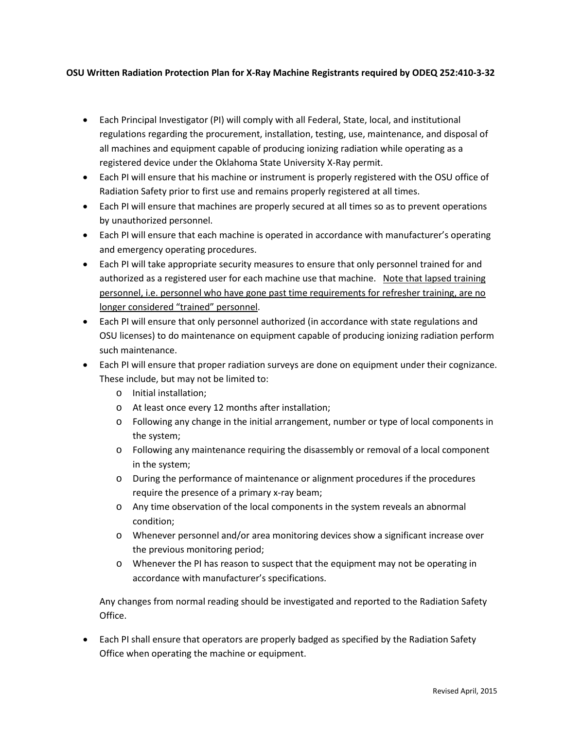**OSU Written Radiation Protection Plan for X-Ray Machine Registrants required by ODEQ 252:410-3-32**

- Each Principal Investigator (PI) will comply with all Federal, State, local, and institutional regulations regarding the procurement, installation, testing, use, maintenance, and disposal of all machines and equipment capable of producing ionizing radiation while operating as a registered device under the Oklahoma State University X-Ray permit.
- Each PI will ensure that his machine or instrument is properly registered with the OSU office of Radiation Safety prior to first use and remains properly registered at all times.
- Each PI will ensure that machines are properly secured at all times so as to prevent operations by unauthorized personnel.
- Each PI will ensure that each machine is operated in accordance with manufacturer's operating and emergency operating procedures.
- Each PI will take appropriate security measures to ensure that only personnel trained for and authorized as a registered user for each machine use that machine. <u>Note that lapsed training personnel, i.e. personnel who have gone past time requirements for refresher training, are no longer considered "trained" personnel</u>.
- Each PI will ensure that only personnel authorized (in accordance with state regulations and OSU licenses) to do maintenance on equipment capable of producing ionizing radiation perform such maintenance.
- Each PI will ensure that proper radiation surveys are done on equipment under their cognizance. These include, but may not be limited to:
  - Initial installation;
  - At least once every 12 months after installation;
  - Following any change in the initial arrangement, number or type of local components in the system;
  - Following any maintenance requiring the disassembly or removal of a local component in the system;
  - During the performance of maintenance or alignment procedures if the procedures require the presence of a primary x-ray beam;
  - Any time observation of the local components in the system reveals an abnormal condition;
  - Whenever personnel and/or area monitoring devices show a significant increase over the previous monitoring period;
  - Whenever the PI has reason to suspect that the equipment may not be operating in accordance with manufacturer's specifications.

  Any changes from normal reading should be investigated and reported to the Radiation Safety Office.

- Each PI shall ensure that operators are properly badged as specified by the Radiation Safety Office when operating the machine or equipment.

Revised April, 2015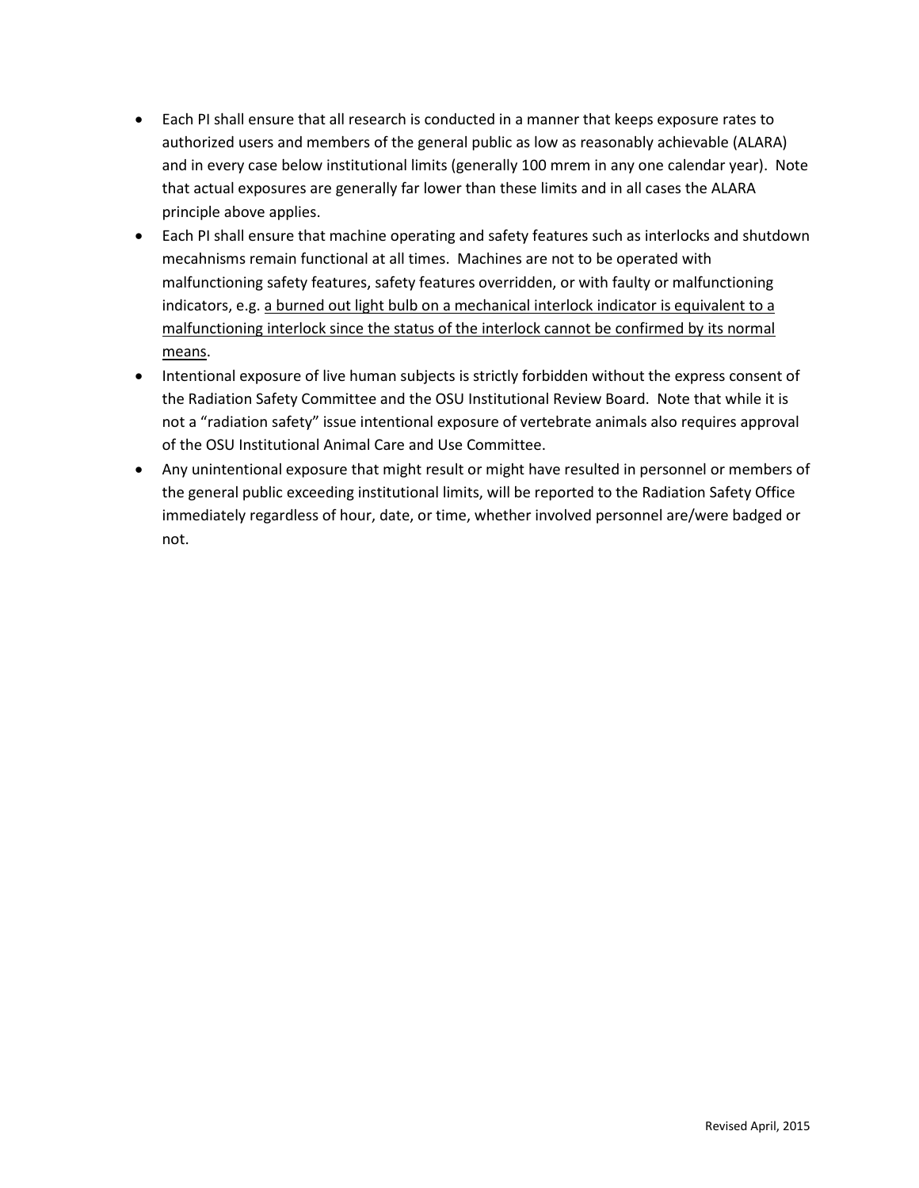- Each PI shall ensure that all research is conducted in a manner that keeps exposure rates to authorized users and members of the general public as low as reasonably achievable (ALARA) and in every case below institutional limits (generally 100 mrem in any one calendar year). Note that actual exposures are generally far lower than these limits and in all cases the ALARA principle above applies.
- Each PI shall ensure that machine operating and safety features such as interlocks and shutdown mecahnisms remain functional at all times. Machines are not to be operated with malfunctioning safety features, safety features overridden, or with faulty or malfunctioning indicators, e.g. <u>a burned out light bulb on a mechanical interlock indicator is equivalent to a malfunctioning interlock since the status of the interlock cannot be confirmed by its normal means</u>.
- Intentional exposure of live human subjects is strictly forbidden without the express consent of the Radiation Safety Committee and the OSU Institutional Review Board. Note that while it is not a "radiation safety" issue intentional exposure of vertebrate animals also requires approval of the OSU Institutional Animal Care and Use Committee.
- Any unintentional exposure that might result or might have resulted in personnel or members of the general public exceeding institutional limits, will be reported to the Radiation Safety Office immediately regardless of hour, date, or time, whether involved personnel are/were badged or not.

Revised April, 2015